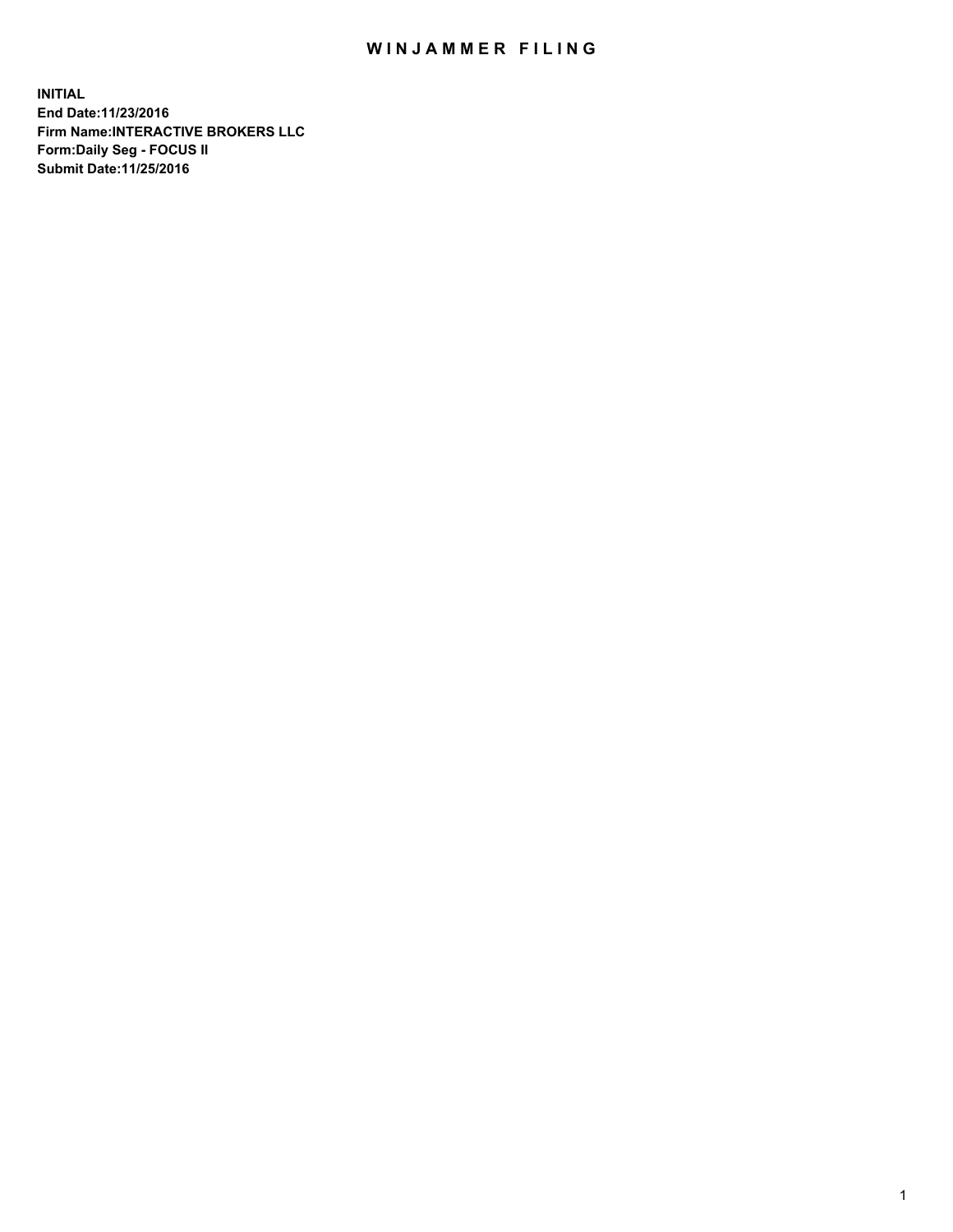# WINJAMMER FILING

**INITIAL**
**End Date:11/23/2016**
**Firm Name:INTERACTIVE BROKERS LLC**
**Form:Daily Seg - FOCUS II**
**Submit Date:11/25/2016**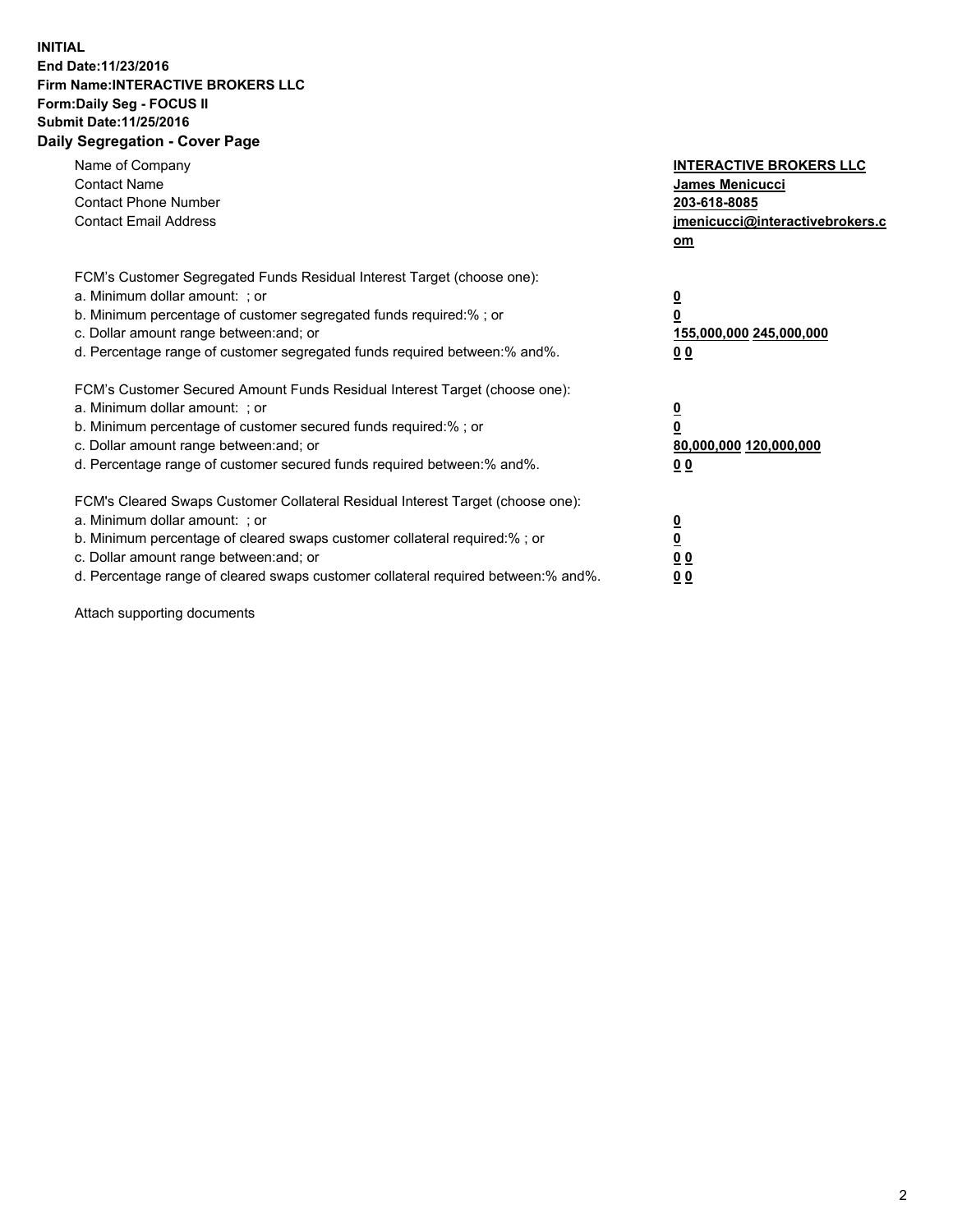**INITIAL**
**End Date:11/23/2016**
**Firm Name:INTERACTIVE BROKERS LLC**
**Form:Daily Seg - FOCUS II**
**Submit Date:11/25/2016**

## Daily Segregation - Cover Page

| | |
|---|---|
| Name of Company | **INTERACTIVE BROKERS LLC** |
| Contact Name | **James Menicucci** |
| Contact Phone Number | **203-618-8085** |
| Contact Email Address | **jmenicucci@interactivebrokers.com** |

FCM's Customer Segregated Funds Residual Interest Target (choose one):

| | |
|---|---|
| a. Minimum dollar amount: ; or | **0** |
| b. Minimum percentage of customer segregated funds required:% ; or | **0** |
| c. Dollar amount range between:and; or | **155,000,000 245,000,000** |
| d. Percentage range of customer segregated funds required between:% and%. | **0 0** |

FCM's Customer Secured Amount Funds Residual Interest Target (choose one):

| | |
|---|---|
| a. Minimum dollar amount: ; or | **0** |
| b. Minimum percentage of customer secured funds required:% ; or | **0** |
| c. Dollar amount range between:and; or | **80,000,000 120,000,000** |
| d. Percentage range of customer secured funds required between:% and%. | **0 0** |

FCM's Cleared Swaps Customer Collateral Residual Interest Target (choose one):

| | |
|---|---|
| a. Minimum dollar amount: ; or | **0** |
| b. Minimum percentage of cleared swaps customer collateral required:% ; or | **0** |
| c. Dollar amount range between:and; or | **0 0** |
| d. Percentage range of cleared swaps customer collateral required between:% and%. | **0 0** |

Attach supporting documents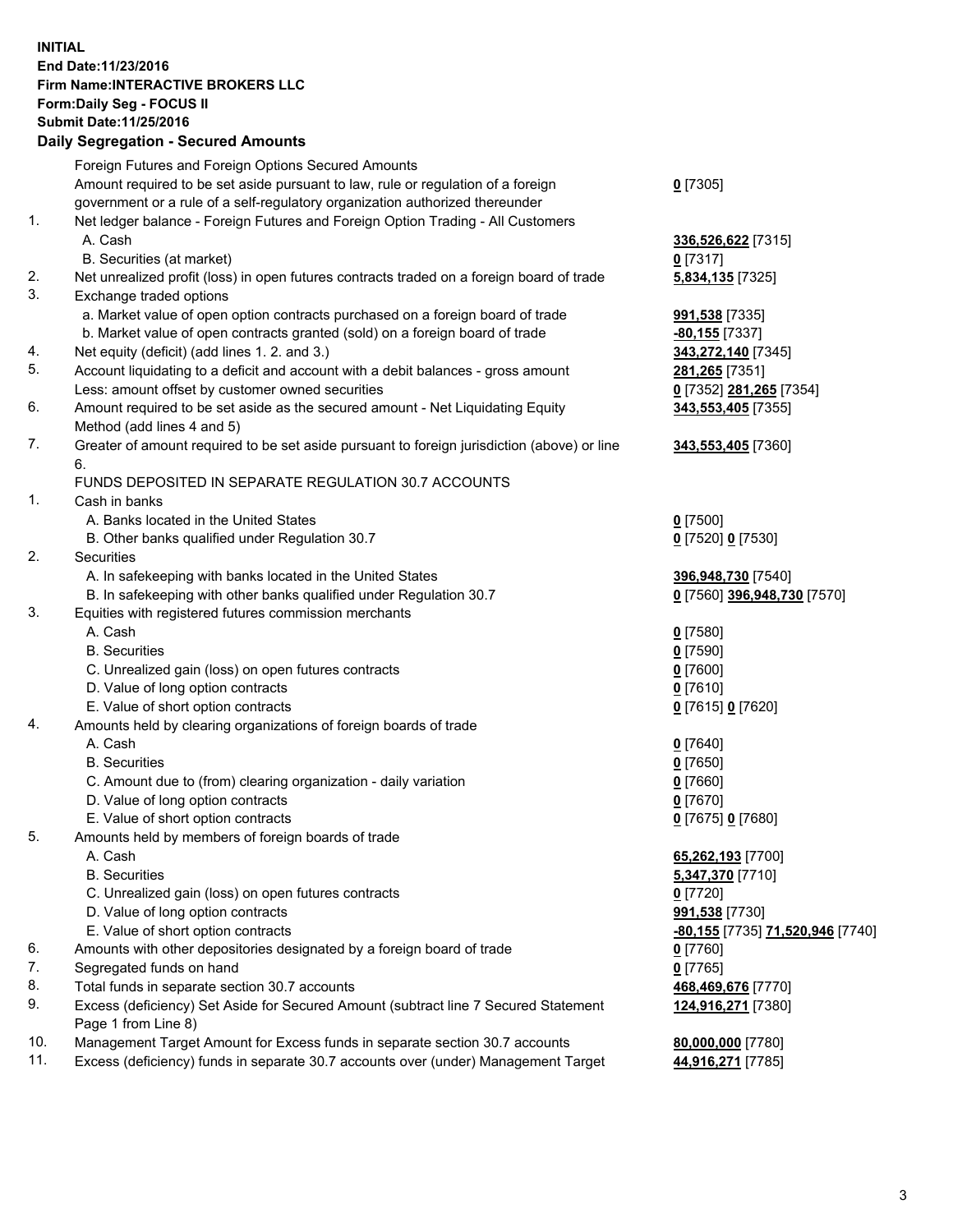**INITIAL**
**End Date:11/23/2016**
**Firm Name:INTERACTIVE BROKERS LLC**
**Form:Daily Seg - FOCUS II**
**Submit Date:11/25/2016**

## Daily Segregation - Secured Amounts

| | | |
|---|---|---|
| | Foreign Futures and Foreign Options Secured Amounts | |
| | Amount required to be set aside pursuant to law, rule or regulation of a foreign government or a rule of a self-regulatory organization authorized thereunder | **0** [7305] |
| 1. | Net ledger balance - Foreign Futures and Foreign Option Trading - All Customers | |
| | A. Cash | **336,526,622** [7315] |
| | B. Securities (at market) | **0** [7317] |
| 2. | Net unrealized profit (loss) in open futures contracts traded on a foreign board of trade | **5,834,135** [7325] |
| 3. | Exchange traded options | |
| | a. Market value of open option contracts purchased on a foreign board of trade | **991,538** [7335] |
| | b. Market value of open contracts granted (sold) on a foreign board of trade | **-80,155** [7337] |
| 4. | Net equity (deficit) (add lines 1. 2. and 3.) | **343,272,140** [7345] |
| 5. | Account liquidating to a deficit and account with a debit balances - gross amount | **281,265** [7351] |
| | Less: amount offset by customer owned securities | **0** [7352] **281,265** [7354] |
| 6. | Amount required to be set aside as the secured amount - Net Liquidating Equity Method (add lines 4 and 5) | **343,553,405** [7355] |
| 7. | Greater of amount required to be set aside pursuant to foreign jurisdiction (above) or line 6. | **343,553,405** [7360] |
| | FUNDS DEPOSITED IN SEPARATE REGULATION 30.7 ACCOUNTS | |
| 1. | Cash in banks | |
| | A. Banks located in the United States | **0** [7500] |
| | B. Other banks qualified under Regulation 30.7 | **0** [7520] **0** [7530] |
| 2. | Securities | |
| | A. In safekeeping with banks located in the United States | **396,948,730** [7540] |
| | B. In safekeeping with other banks qualified under Regulation 30.7 | **0** [7560] **396,948,730** [7570] |
| 3. | Equities with registered futures commission merchants | |
| | A. Cash | **0** [7580] |
| | B. Securities | **0** [7590] |
| | C. Unrealized gain (loss) on open futures contracts | **0** [7600] |
| | D. Value of long option contracts | **0** [7610] |
| | E. Value of short option contracts | **0** [7615] **0** [7620] |
| 4. | Amounts held by clearing organizations of foreign boards of trade | |
| | A. Cash | **0** [7640] |
| | B. Securities | **0** [7650] |
| | C. Amount due to (from) clearing organization - daily variation | **0** [7660] |
| | D. Value of long option contracts | **0** [7670] |
| | E. Value of short option contracts | **0** [7675] **0** [7680] |
| 5. | Amounts held by members of foreign boards of trade | |
| | A. Cash | **65,262,193** [7700] |
| | B. Securities | **5,347,370** [7710] |
| | C. Unrealized gain (loss) on open futures contracts | **0** [7720] |
| | D. Value of long option contracts | **991,538** [7730] |
| | E. Value of short option contracts | **-80,155** [7735] **71,520,946** [7740] |
| 6. | Amounts with other depositories designated by a foreign board of trade | **0** [7760] |
| 7. | Segregated funds on hand | **0** [7765] |
| 8. | Total funds in separate section 30.7 accounts | **468,469,676** [7770] |
| 9. | Excess (deficiency) Set Aside for Secured Amount (subtract line 7 Secured Statement Page 1 from Line 8) | **124,916,271** [7380] |
| 10. | Management Target Amount for Excess funds in separate section 30.7 accounts | **80,000,000** [7780] |
| 11. | Excess (deficiency) funds in separate 30.7 accounts over (under) Management Target | **44,916,271** [7785] |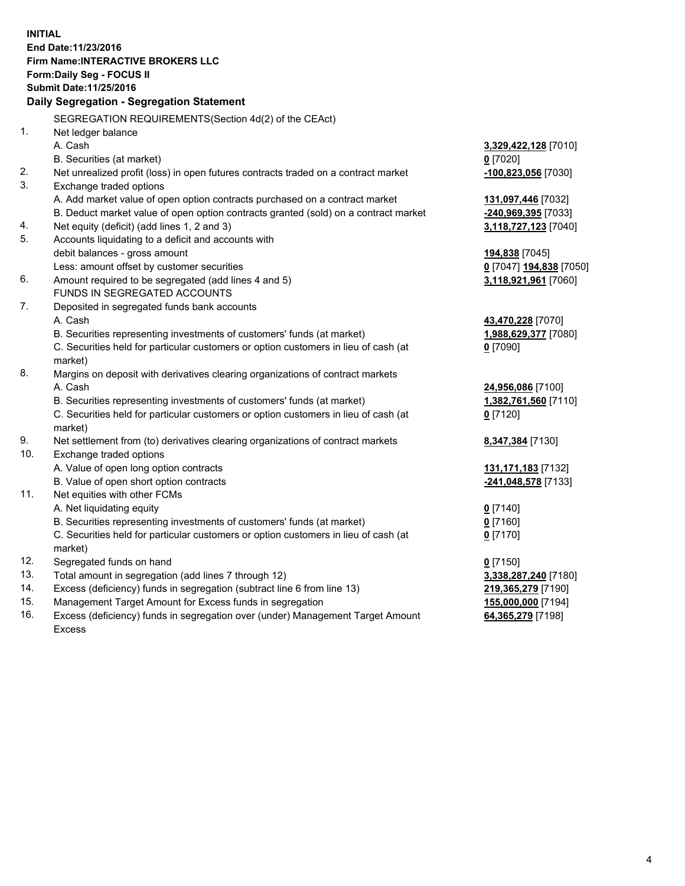**INITIAL**
**End Date:11/23/2016**
**Firm Name:INTERACTIVE BROKERS LLC**
**Form:Daily Seg - FOCUS II**
**Submit Date:11/25/2016**

**Daily Segregation - Segregation Statement**

SEGREGATION REQUIREMENTS(Section 4d(2) of the CEAct)

| | | |
|---|---|---|
| 1. | Net ledger balance | |
| | A. Cash | **3,329,422,128** [7010] |
| | B. Securities (at market) | **0** [7020] |
| 2. | Net unrealized profit (loss) in open futures contracts traded on a contract market | **-100,823,056** [7030] |
| 3. | Exchange traded options | |
| | A. Add market value of open option contracts purchased on a contract market | **131,097,446** [7032] |
| | B. Deduct market value of open option contracts granted (sold) on a contract market | **-240,969,395** [7033] |
| 4. | Net equity (deficit) (add lines 1, 2 and 3) | **3,118,727,123** [7040] |
| 5. | Accounts liquidating to a deficit and accounts with debit balances - gross amount | **194,838** [7045] |
| | Less: amount offset by customer securities | **0** [7047] **194,838** [7050] |
| 6. | Amount required to be segregated (add lines 4 and 5) | **3,118,921,961** [7060] |
| | FUNDS IN SEGREGATED ACCOUNTS | |
| 7. | Deposited in segregated funds bank accounts | |
| | A. Cash | **43,470,228** [7070] |
| | B. Securities representing investments of customers' funds (at market) | **1,988,629,377** [7080] |
| | C. Securities held for particular customers or option customers in lieu of cash (at market) | **0** [7090] |
| 8. | Margins on deposit with derivatives clearing organizations of contract markets | |
| | A. Cash | **24,956,086** [7100] |
| | B. Securities representing investments of customers' funds (at market) | **1,382,761,560** [7110] |
| | C. Securities held for particular customers or option customers in lieu of cash (at market) | **0** [7120] |
| 9. | Net settlement from (to) derivatives clearing organizations of contract markets | **8,347,384** [7130] |
| 10. | Exchange traded options | |
| | A. Value of open long option contracts | **131,171,183** [7132] |
| | B. Value of open short option contracts | **-241,048,578** [7133] |
| 11. | Net equities with other FCMs | |
| | A. Net liquidating equity | **0** [7140] |
| | B. Securities representing investments of customers' funds (at market) | **0** [7160] |
| | C. Securities held for particular customers or option customers in lieu of cash (at market) | **0** [7170] |
| 12. | Segregated funds on hand | **0** [7150] |
| 13. | Total amount in segregation (add lines 7 through 12) | **3,338,287,240** [7180] |
| 14. | Excess (deficiency) funds in segregation (subtract line 6 from line 13) | **219,365,279** [7190] |
| 15. | Management Target Amount for Excess funds in segregation | **155,000,000** [7194] |
| 16. | Excess (deficiency) funds in segregation over (under) Management Target Amount Excess | **64,365,279** [7198] |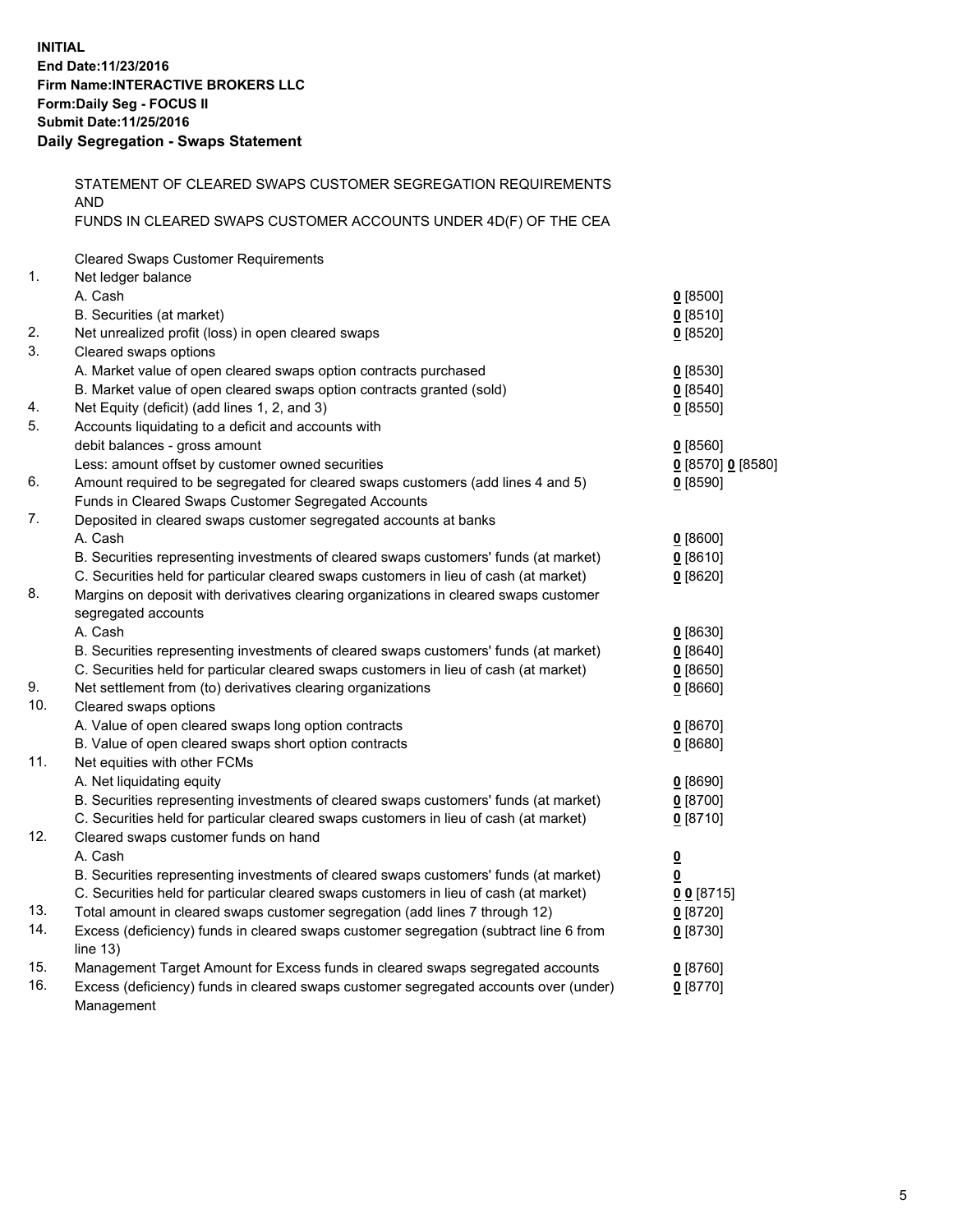**INITIAL**
**End Date:11/23/2016**
**Firm Name:INTERACTIVE BROKERS LLC**
**Form:Daily Seg - FOCUS II**
**Submit Date:11/25/2016**
**Daily Segregation - Swaps Statement**

STATEMENT OF CLEARED SWAPS CUSTOMER SEGREGATION REQUIREMENTS AND FUNDS IN CLEARED SWAPS CUSTOMER ACCOUNTS UNDER 4D(F) OF THE CEA

| | | |
|---|---|---|
| | Cleared Swaps Customer Requirements | |
| 1. | Net ledger balance | |
| | A. Cash | 0 [8500] |
| | B. Securities (at market) | 0 [8510] |
| 2. | Net unrealized profit (loss) in open cleared swaps | 0 [8520] |
| 3. | Cleared swaps options | |
| | A. Market value of open cleared swaps option contracts purchased | 0 [8530] |
| | B. Market value of open cleared swaps option contracts granted (sold) | 0 [8540] |
| 4. | Net Equity (deficit) (add lines 1, 2, and 3) | 0 [8550] |
| 5. | Accounts liquidating to a deficit and accounts with debit balances - gross amount | 0 [8560] |
| | Less: amount offset by customer owned securities | 0 [8570] 0 [8580] |
| 6. | Amount required to be segregated for cleared swaps customers (add lines 4 and 5) | 0 [8590] |
| | Funds in Cleared Swaps Customer Segregated Accounts | |
| 7. | Deposited in cleared swaps customer segregated accounts at banks | |
| | A. Cash | 0 [8600] |
| | B. Securities representing investments of cleared swaps customers' funds (at market) | 0 [8610] |
| | C. Securities held for particular cleared swaps customers in lieu of cash (at market) | 0 [8620] |
| 8. | Margins on deposit with derivatives clearing organizations in cleared swaps customer segregated accounts | |
| | A. Cash | 0 [8630] |
| | B. Securities representing investments of cleared swaps customers' funds (at market) | 0 [8640] |
| | C. Securities held for particular cleared swaps customers in lieu of cash (at market) | 0 [8650] |
| 9. | Net settlement from (to) derivatives clearing organizations | 0 [8660] |
| 10. | Cleared swaps options | |
| | A. Value of open cleared swaps long option contracts | 0 [8670] |
| | B. Value of open cleared swaps short option contracts | 0 [8680] |
| 11. | Net equities with other FCMs | |
| | A. Net liquidating equity | 0 [8690] |
| | B. Securities representing investments of cleared swaps customers' funds (at market) | 0 [8700] |
| | C. Securities held for particular cleared swaps customers in lieu of cash (at market) | 0 [8710] |
| 12. | Cleared swaps customer funds on hand | |
| | A. Cash | 0 |
| | B. Securities representing investments of cleared swaps customers' funds (at market) | 0 |
| | C. Securities held for particular cleared swaps customers in lieu of cash (at market) | 0 0 [8715] |
| 13. | Total amount in cleared swaps customer segregation (add lines 7 through 12) | 0 [8720] |
| 14. | Excess (deficiency) funds in cleared swaps customer segregation (subtract line 6 from line 13) | 0 [8730] |
| 15. | Management Target Amount for Excess funds in cleared swaps segregated accounts | 0 [8760] |
| 16. | Excess (deficiency) funds in cleared swaps customer segregated accounts over (under) Management | 0 [8770] |